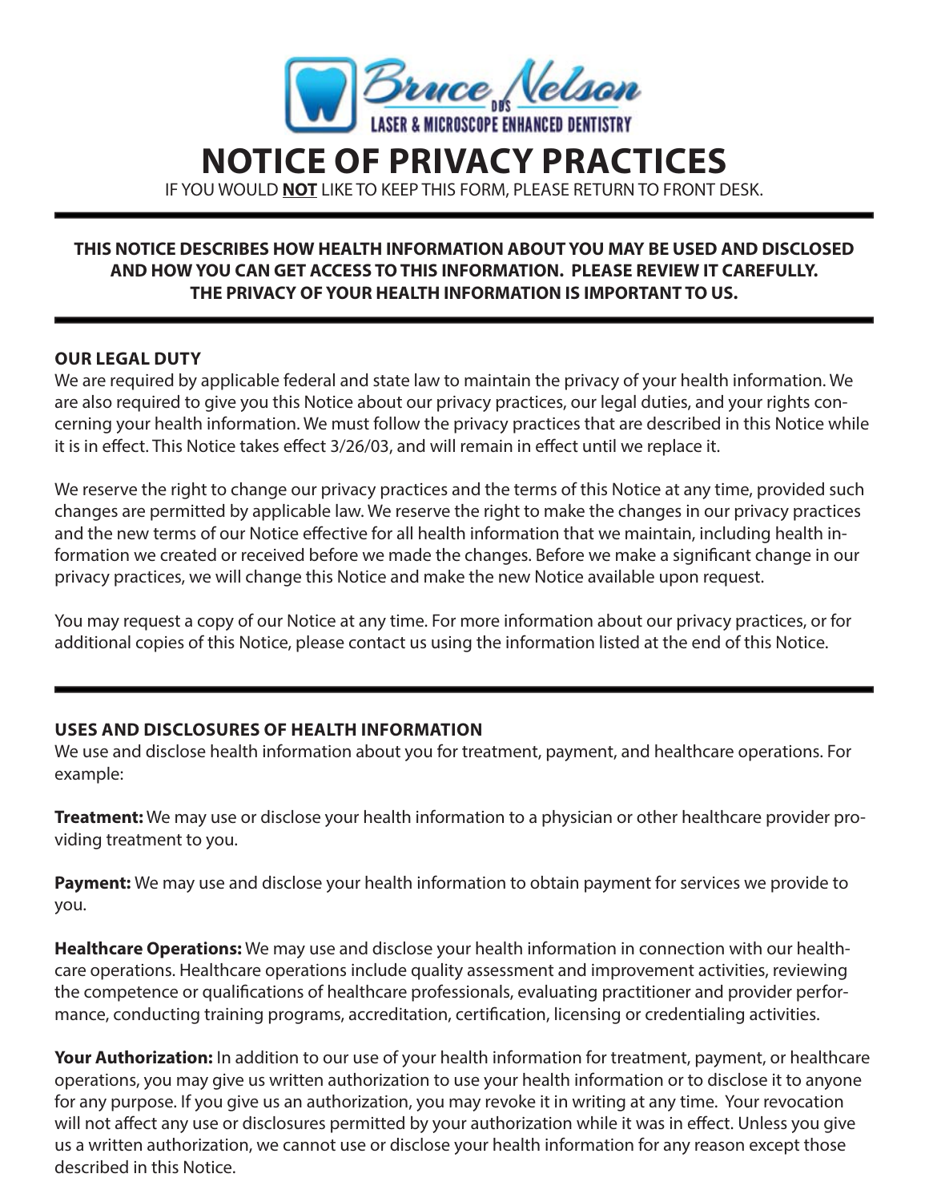Bruce Nelson DDS
LASER & MICROSCOPE ENHANCED DENTISTRY

# NOTICE OF PRIVACY PRACTICES

IF YOU WOULD **NOT** LIKE TO KEEP THIS FORM, PLEASE RETURN TO FRONT DESK.

---

**THIS NOTICE DESCRIBES HOW HEALTH INFORMATION ABOUT YOU MAY BE USED AND DISCLOSED AND HOW YOU CAN GET ACCESS TO THIS INFORMATION. PLEASE REVIEW IT CAREFULLY. THE PRIVACY OF YOUR HEALTH INFORMATION IS IMPORTANT TO US.**

---

## OUR LEGAL DUTY

We are required by applicable federal and state law to maintain the privacy of your health information. We are also required to give you this Notice about our privacy practices, our legal duties, and your rights concerning your health information. We must follow the privacy practices that are described in this Notice while it is in effect. This Notice takes effect 3/26/03, and will remain in effect until we replace it.

We reserve the right to change our privacy practices and the terms of this Notice at any time, provided such changes are permitted by applicable law. We reserve the right to make the changes in our privacy practices and the new terms of our Notice effective for all health information that we maintain, including health information we created or received before we made the changes. Before we make a significant change in our privacy practices, we will change this Notice and make the new Notice available upon request.

You may request a copy of our Notice at any time. For more information about our privacy practices, or for additional copies of this Notice, please contact us using the information listed at the end of this Notice.

---

## USES AND DISCLOSURES OF HEALTH INFORMATION

We use and disclose health information about you for treatment, payment, and healthcare operations. For example:

**Treatment:** We may use or disclose your health information to a physician or other healthcare provider providing treatment to you.

**Payment:** We may use and disclose your health information to obtain payment for services we provide to you.

**Healthcare Operations:** We may use and disclose your health information in connection with our healthcare operations. Healthcare operations include quality assessment and improvement activities, reviewing the competence or qualifications of healthcare professionals, evaluating practitioner and provider performance, conducting training programs, accreditation, certification, licensing or credentialing activities.

**Your Authorization:** In addition to our use of your health information for treatment, payment, or healthcare operations, you may give us written authorization to use your health information or to disclose it to anyone for any purpose. If you give us an authorization, you may revoke it in writing at any time. Your revocation will not affect any use or disclosures permitted by your authorization while it was in effect. Unless you give us a written authorization, we cannot use or disclose your health information for any reason except those described in this Notice.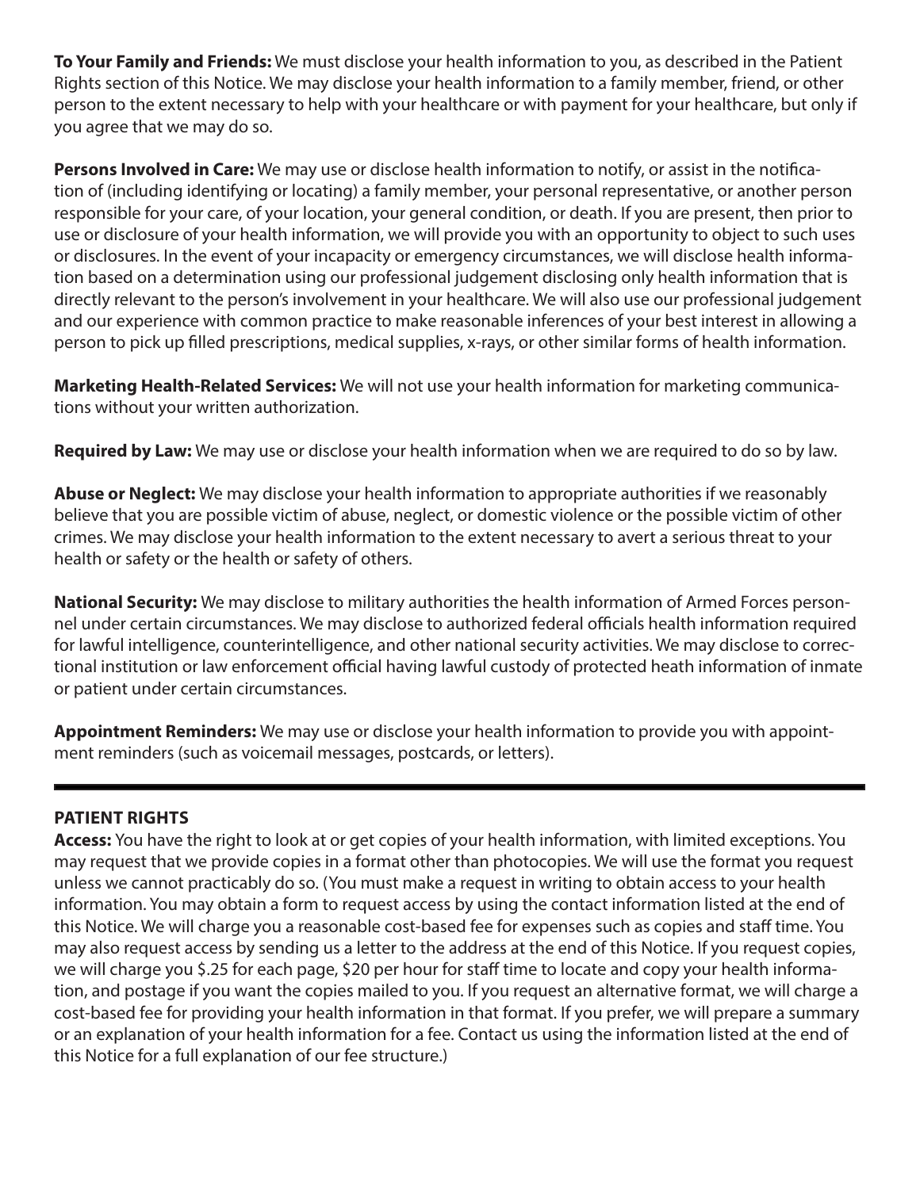**To Your Family and Friends:** We must disclose your health information to you, as described in the Patient Rights section of this Notice. We may disclose your health information to a family member, friend, or other person to the extent necessary to help with your healthcare or with payment for your healthcare, but only if you agree that we may do so.

**Persons Involved in Care:** We may use or disclose health information to notify, or assist in the notification of (including identifying or locating) a family member, your personal representative, or another person responsible for your care, of your location, your general condition, or death. If you are present, then prior to use or disclosure of your health information, we will provide you with an opportunity to object to such uses or disclosures. In the event of your incapacity or emergency circumstances, we will disclose health information based on a determination using our professional judgement disclosing only health information that is directly relevant to the person's involvement in your healthcare. We will also use our professional judgement and our experience with common practice to make reasonable inferences of your best interest in allowing a person to pick up filled prescriptions, medical supplies, x-rays, or other similar forms of health information.

**Marketing Health-Related Services:** We will not use your health information for marketing communications without your written authorization.

**Required by Law:** We may use or disclose your health information when we are required to do so by law.

**Abuse or Neglect:** We may disclose your health information to appropriate authorities if we reasonably believe that you are possible victim of abuse, neglect, or domestic violence or the possible victim of other crimes. We may disclose your health information to the extent necessary to avert a serious threat to your health or safety or the health or safety of others.

**National Security:** We may disclose to military authorities the health information of Armed Forces personnel under certain circumstances. We may disclose to authorized federal officials health information required for lawful intelligence, counterintelligence, and other national security activities. We may disclose to correctional institution or law enforcement official having lawful custody of protected heath information of inmate or patient under certain circumstances.

**Appointment Reminders:** We may use or disclose your health information to provide you with appointment reminders (such as voicemail messages, postcards, or letters).

---

**PATIENT RIGHTS**

**Access:** You have the right to look at or get copies of your health information, with limited exceptions. You may request that we provide copies in a format other than photocopies. We will use the format you request unless we cannot practicably do so. (You must make a request in writing to obtain access to your health information. You may obtain a form to request access by using the contact information listed at the end of this Notice. We will charge you a reasonable cost-based fee for expenses such as copies and staff time. You may also request access by sending us a letter to the address at the end of this Notice. If you request copies, we will charge you $.25 for each page, $20 per hour for staff time to locate and copy your health information, and postage if you want the copies mailed to you. If you request an alternative format, we will charge a cost-based fee for providing your health information in that format. If you prefer, we will prepare a summary or an explanation of your health information for a fee. Contact us using the information listed at the end of this Notice for a full explanation of our fee structure.)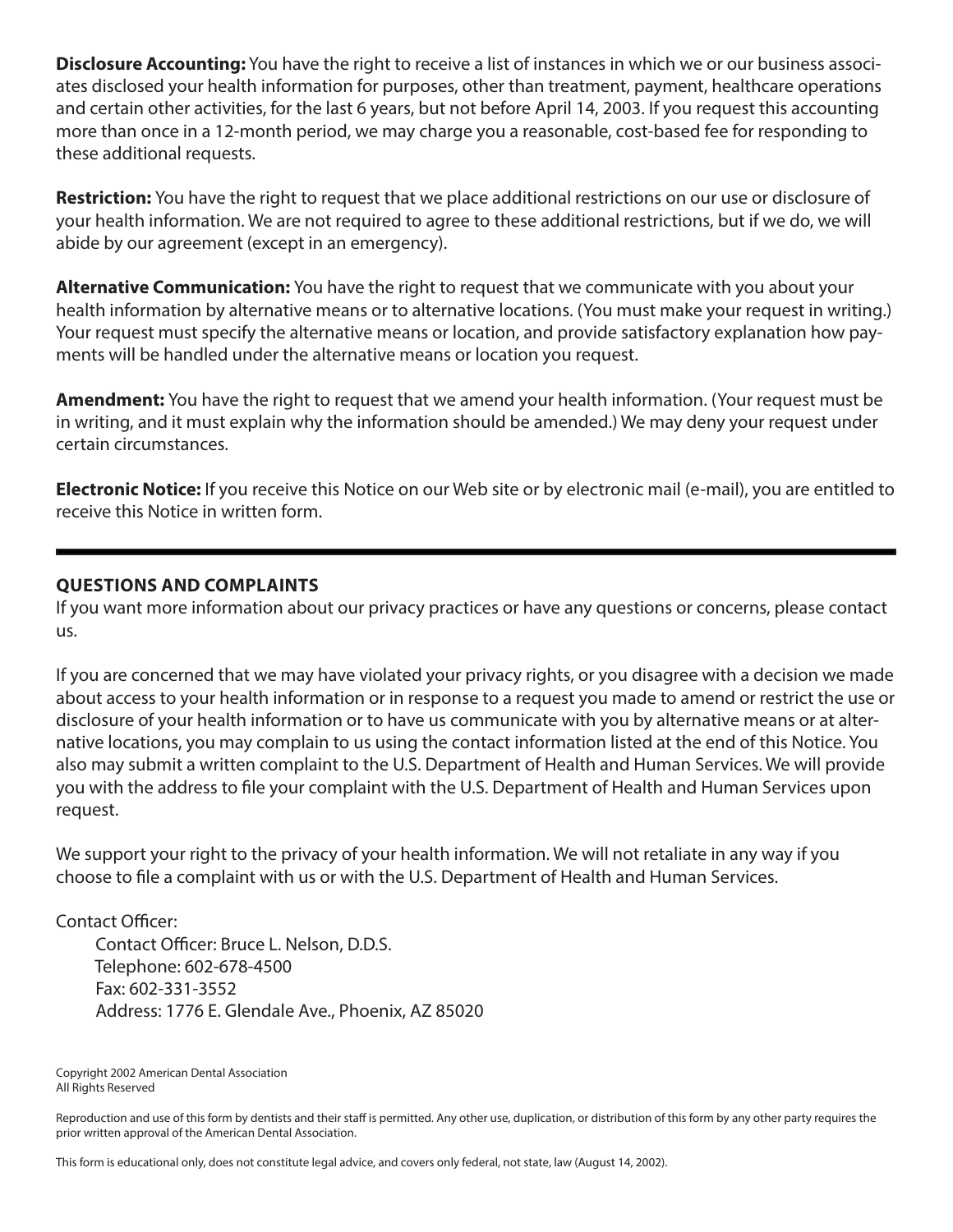**Disclosure Accounting:** You have the right to receive a list of instances in which we or our business associates disclosed your health information for purposes, other than treatment, payment, healthcare operations and certain other activities, for the last 6 years, but not before April 14, 2003. If you request this accounting more than once in a 12-month period, we may charge you a reasonable, cost-based fee for responding to these additional requests.

**Restriction:** You have the right to request that we place additional restrictions on our use or disclosure of your health information. We are not required to agree to these additional restrictions, but if we do, we will abide by our agreement (except in an emergency).

**Alternative Communication:** You have the right to request that we communicate with you about your health information by alternative means or to alternative locations. (You must make your request in writing.) Your request must specify the alternative means or location, and provide satisfactory explanation how payments will be handled under the alternative means or location you request.

**Amendment:** You have the right to request that we amend your health information. (Your request must be in writing, and it must explain why the information should be amended.) We may deny your request under certain circumstances.

**Electronic Notice:** If you receive this Notice on our Web site or by electronic mail (e-mail), you are entitled to receive this Notice in written form.

---

## QUESTIONS AND COMPLAINTS

If you want more information about our privacy practices or have any questions or concerns, please contact us.

If you are concerned that we may have violated your privacy rights, or you disagree with a decision we made about access to your health information or in response to a request you made to amend or restrict the use or disclosure of your health information or to have us communicate with you by alternative means or at alternative locations, you may complain to us using the contact information listed at the end of this Notice. You also may submit a written complaint to the U.S. Department of Health and Human Services. We will provide you with the address to file your complaint with the U.S. Department of Health and Human Services upon request.

We support your right to the privacy of your health information. We will not retaliate in any way if you choose to file a complaint with us or with the U.S. Department of Health and Human Services.

Contact Officer:

Contact Officer: Bruce L. Nelson, D.D.S.
Telephone: 602-678-4500
Fax: 602-331-3552
Address: 1776 E. Glendale Ave., Phoenix, AZ 85020

Copyright 2002 American Dental Association
All Rights Reserved

Reproduction and use of this form by dentists and their staff is permitted. Any other use, duplication, or distribution of this form by any other party requires the prior written approval of the American Dental Association.

This form is educational only, does not constitute legal advice, and covers only federal, not state, law (August 14, 2002).